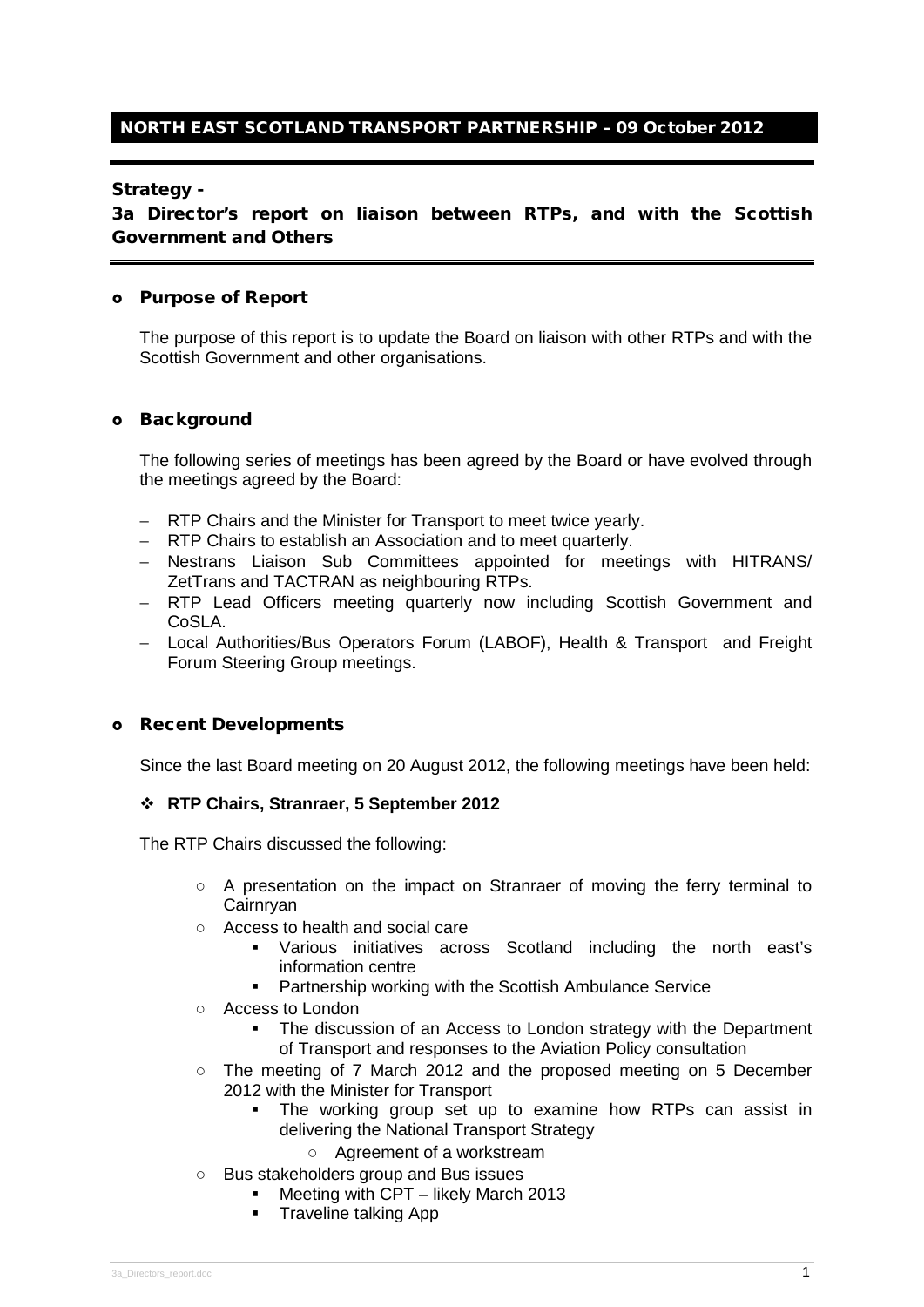# NORTH EAST SCOTLAND TRANSPORT PARTNERSHIP – 09 October 2012

## Strategy -

## 3a Director's report on liaison between RTPs, and with the Scottish Government and Others

### Purpose of Report

The purpose of this report is to update the Board on liaison with other RTPs and with the Scottish Government and other organisations.

### Background

The following series of meetings has been agreed by the Board or have evolved through the meetings agreed by the Board:

- RTP Chairs and the Minister for Transport to meet twice yearly.
- RTP Chairs to establish an Association and to meet quarterly.
- Nestrans Liaison Sub Committees appointed for meetings with HITRANS/ ZetTrans and TACTRAN as neighbouring RTPs.
- RTP Lead Officers meeting quarterly now including Scottish Government and CoSLA.
- Local Authorities/Bus Operators Forum (LABOF), Health & Transport and Freight Forum Steering Group meetings.

### Recent Developments

Since the last Board meeting on 20 August 2012, the following meetings have been held:

- **RTP Chairs, Stranraer, 5 September 2012**

The RTP Chairs discussed the following:

- A presentation on the impact on Stranraer of moving the ferry terminal to Cairnryan
- Access to health and social care
  - Various initiatives across Scotland including the north east's information centre
  - Partnership working with the Scottish Ambulance Service
- Access to London
  - The discussion of an Access to London strategy with the Department of Transport and responses to the Aviation Policy consultation
- The meeting of 7 March 2012 and the proposed meeting on 5 December 2012 with the Minister for Transport
  - The working group set up to examine how RTPs can assist in delivering the National Transport Strategy
    - Agreement of a workstream
- Bus stakeholders group and Bus issues
  - Meeting with CPT – likely March 2013
  - Traveline talking App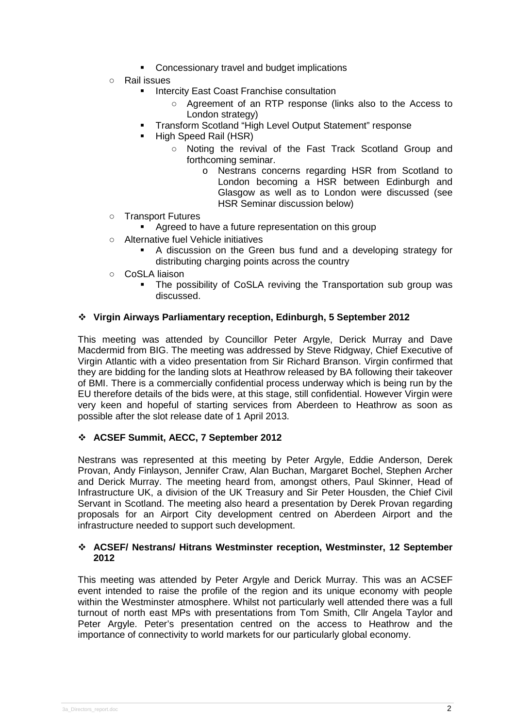- Concessionary travel and budget implications
    - Rail issues
        - Intercity East Coast Franchise consultation
            - Agreement of an RTP response (links also to the Access to London strategy)
        - Transform Scotland "High Level Output Statement" response
        - High Speed Rail (HSR)
            - Noting the revival of the Fast Track Scotland Group and forthcoming seminar.
                - Nestrans concerns regarding HSR from Scotland to London becoming a HSR between Edinburgh and Glasgow as well as to London were discussed (see HSR Seminar discussion below)
    - Transport Futures
        - Agreed to have a future representation on this group
    - Alternative fuel Vehicle initiatives
        - A discussion on the Green bus fund and a developing strategy for distributing charging points across the country
    - CoSLA liaison
        - The possibility of CoSLA reviving the Transportation sub group was discussed.

- **Virgin Airways Parliamentary reception, Edinburgh, 5 September 2012**

This meeting was attended by Councillor Peter Argyle, Derick Murray and Dave Macdermid from BIG. The meeting was addressed by Steve Ridgway, Chief Executive of Virgin Atlantic with a video presentation from Sir Richard Branson. Virgin confirmed that they are bidding for the landing slots at Heathrow released by BA following their takeover of BMI. There is a commercially confidential process underway which is being run by the EU therefore details of the bids were, at this stage, still confidential. However Virgin were very keen and hopeful of starting services from Aberdeen to Heathrow as soon as possible after the slot release date of 1 April 2013.

- **ACSEF Summit, AECC, 7 September 2012**

Nestrans was represented at this meeting by Peter Argyle, Eddie Anderson, Derek Provan, Andy Finlayson, Jennifer Craw, Alan Buchan, Margaret Bochel, Stephen Archer and Derick Murray. The meeting heard from, amongst others, Paul Skinner, Head of Infrastructure UK, a division of the UK Treasury and Sir Peter Housden, the Chief Civil Servant in Scotland. The meeting also heard a presentation by Derek Provan regarding proposals for an Airport City development centred on Aberdeen Airport and the infrastructure needed to support such development.

- **ACSEF/ Nestrans/ Hitrans Westminster reception, Westminster, 12 September 2012**

This meeting was attended by Peter Argyle and Derick Murray. This was an ACSEF event intended to raise the profile of the region and its unique economy with people within the Westminster atmosphere. Whilst not particularly well attended there was a full turnout of north east MPs with presentations from Tom Smith, Cllr Angela Taylor and Peter Argyle. Peter's presentation centred on the access to Heathrow and the importance of connectivity to world markets for our particularly global economy.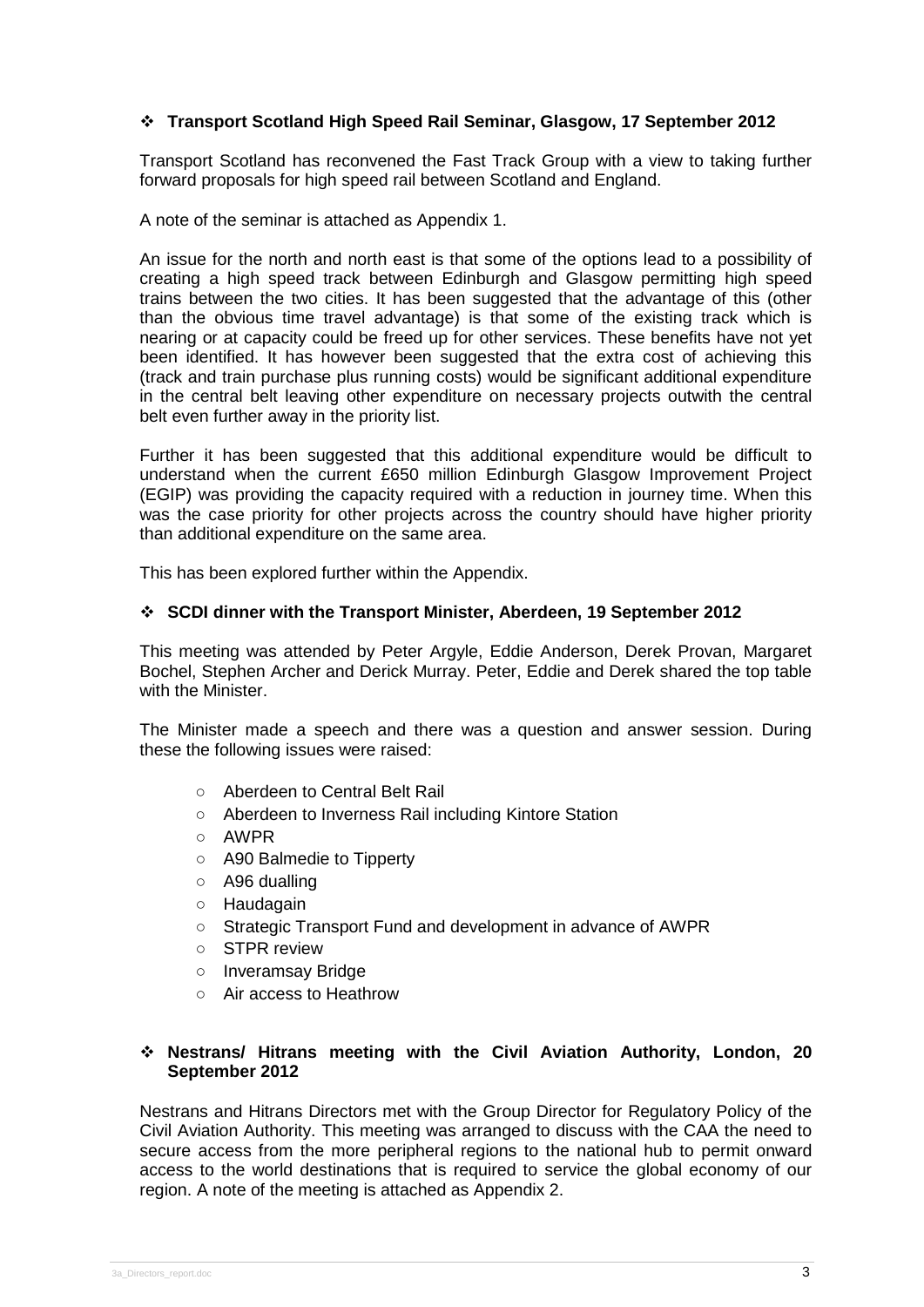- **Transport Scotland High Speed Rail Seminar, Glasgow, 17 September 2012**

Transport Scotland has reconvened the Fast Track Group with a view to taking further forward proposals for high speed rail between Scotland and England.

A note of the seminar is attached as Appendix 1.

An issue for the north and north east is that some of the options lead to a possibility of creating a high speed track between Edinburgh and Glasgow permitting high speed trains between the two cities. It has been suggested that the advantage of this (other than the obvious time travel advantage) is that some of the existing track which is nearing or at capacity could be freed up for other services. These benefits have not yet been identified. It has however been suggested that the extra cost of achieving this (track and train purchase plus running costs) would be significant additional expenditure in the central belt leaving other expenditure on necessary projects outwith the central belt even further away in the priority list.

Further it has been suggested that this additional expenditure would be difficult to understand when the current £650 million Edinburgh Glasgow Improvement Project (EGIP) was providing the capacity required with a reduction in journey time. When this was the case priority for other projects across the country should have higher priority than additional expenditure on the same area.

This has been explored further within the Appendix.

- **SCDI dinner with the Transport Minister, Aberdeen, 19 September 2012**

This meeting was attended by Peter Argyle, Eddie Anderson, Derek Provan, Margaret Bochel, Stephen Archer and Derick Murray. Peter, Eddie and Derek shared the top table with the Minister.

The Minister made a speech and there was a question and answer session. During these the following issues were raised:

  - Aberdeen to Central Belt Rail
  - Aberdeen to Inverness Rail including Kintore Station
  - AWPR
  - A90 Balmedie to Tipperty
  - A96 dualling
  - Haudagain
  - Strategic Transport Fund and development in advance of AWPR
  - STPR review
  - Inveramsay Bridge
  - Air access to Heathrow

- **Nestrans/ Hitrans meeting with the Civil Aviation Authority, London, 20 September 2012**

Nestrans and Hitrans Directors met with the Group Director for Regulatory Policy of the Civil Aviation Authority. This meeting was arranged to discuss with the CAA the need to secure access from the more peripheral regions to the national hub to permit onward access to the world destinations that is required to service the global economy of our region. A note of the meeting is attached as Appendix 2.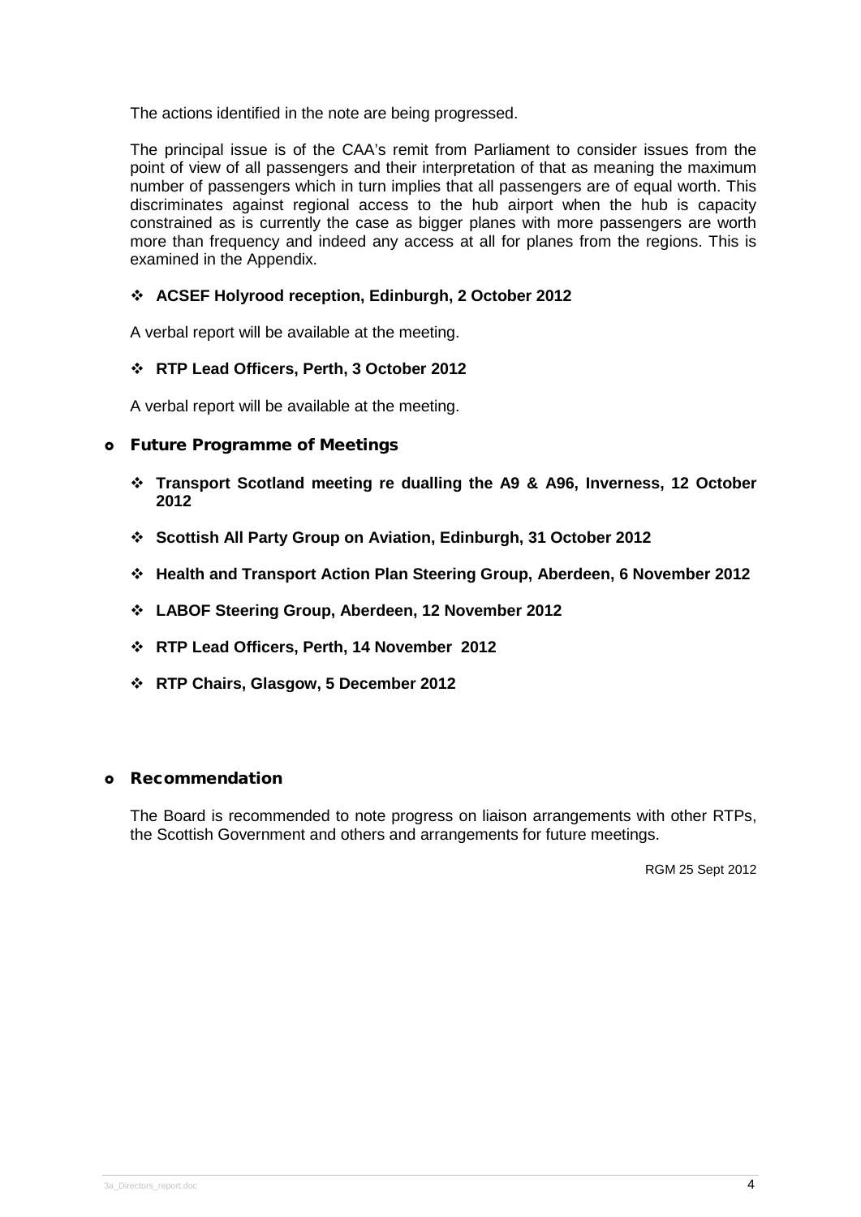The actions identified in the note are being progressed.

The principal issue is of the CAA's remit from Parliament to consider issues from the point of view of all passengers and their interpretation of that as meaning the maximum number of passengers which in turn implies that all passengers are of equal worth. This discriminates against regional access to the hub airport when the hub is capacity constrained as is currently the case as bigger planes with more passengers are worth more than frequency and indeed any access at all for planes from the regions. This is examined in the Appendix.

- **ACSEF Holyrood reception, Edinburgh, 2 October 2012**

A verbal report will be available at the meeting.

- **RTP Lead Officers, Perth, 3 October 2012**

A verbal report will be available at the meeting.

## Future Programme of Meetings

- **Transport Scotland meeting re dualling the A9 & A96, Inverness, 12 October 2012**
- **Scottish All Party Group on Aviation, Edinburgh, 31 October 2012**
- **Health and Transport Action Plan Steering Group, Aberdeen, 6 November 2012**
- **LABOF Steering Group, Aberdeen, 12 November 2012**
- **RTP Lead Officers, Perth, 14 November 2012**
- **RTP Chairs, Glasgow, 5 December 2012**

## Recommendation

The Board is recommended to note progress on liaison arrangements with other RTPs, the Scottish Government and others and arrangements for future meetings.

RGM 25 Sept 2012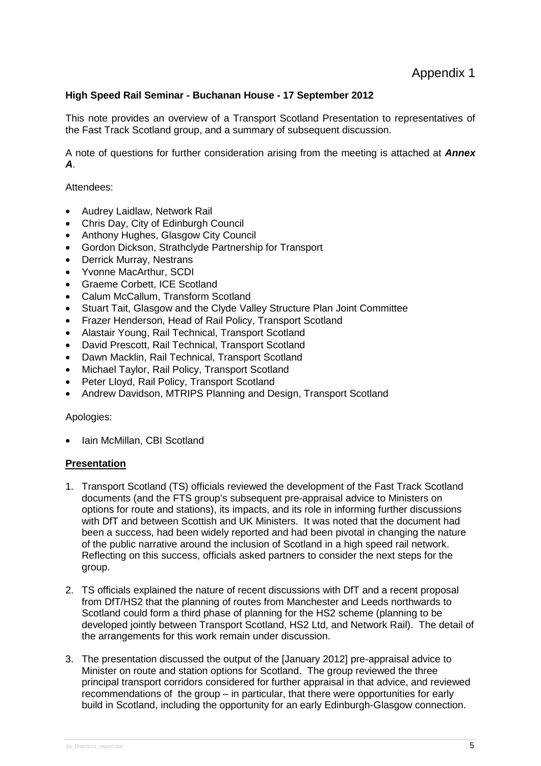Appendix 1

**High Speed Rail Seminar - Buchanan House - 17 September 2012**

This note provides an overview of a Transport Scotland Presentation to representatives of the Fast Track Scotland group, and a summary of subsequent discussion.

A note of questions for further consideration arising from the meeting is attached at ***Annex A***.

Attendees:

- Audrey Laidlaw, Network Rail
- Chris Day, City of Edinburgh Council
- Anthony Hughes, Glasgow City Council
- Gordon Dickson, Strathclyde Partnership for Transport
- Derrick Murray, Nestrans
- Yvonne MacArthur, SCDI
- Graeme Corbett, ICE Scotland
- Calum McCallum, Transform Scotland
- Stuart Tait, Glasgow and the Clyde Valley Structure Plan Joint Committee
- Frazer Henderson, Head of Rail Policy, Transport Scotland
- Alastair Young, Rail Technical, Transport Scotland
- David Prescott, Rail Technical, Transport Scotland
- Dawn Macklin, Rail Technical, Transport Scotland
- Michael Taylor, Rail Policy, Transport Scotland
- Peter Lloyd, Rail Policy, Transport Scotland
- Andrew Davidson, MTRIPS Planning and Design, Transport Scotland

Apologies:

- Iain McMillan, CBI Scotland

**<u>Presentation</u>**

1. Transport Scotland (TS) officials reviewed the development of the Fast Track Scotland documents (and the FTS group's subsequent pre-appraisal advice to Ministers on options for route and stations), its impacts, and its role in informing further discussions with DfT and between Scottish and UK Ministers. It was noted that the document had been a success, had been widely reported and had been pivotal in changing the nature of the public narrative around the inclusion of Scotland in a high speed rail network. Reflecting on this success, officials asked partners to consider the next steps for the group.

2. TS officials explained the nature of recent discussions with DfT and a recent proposal from DfT/HS2 that the planning of routes from Manchester and Leeds northwards to Scotland could form a third phase of planning for the HS2 scheme (planning to be developed jointly between Transport Scotland, HS2 Ltd, and Network Rail). The detail of the arrangements for this work remain under discussion.

3. The presentation discussed the output of the [January 2012] pre-appraisal advice to Minister on route and station options for Scotland. The group reviewed the three principal transport corridors considered for further appraisal in that advice, and reviewed recommendations of the group – in particular, that there were opportunities for early build in Scotland, including the opportunity for an early Edinburgh-Glasgow connection.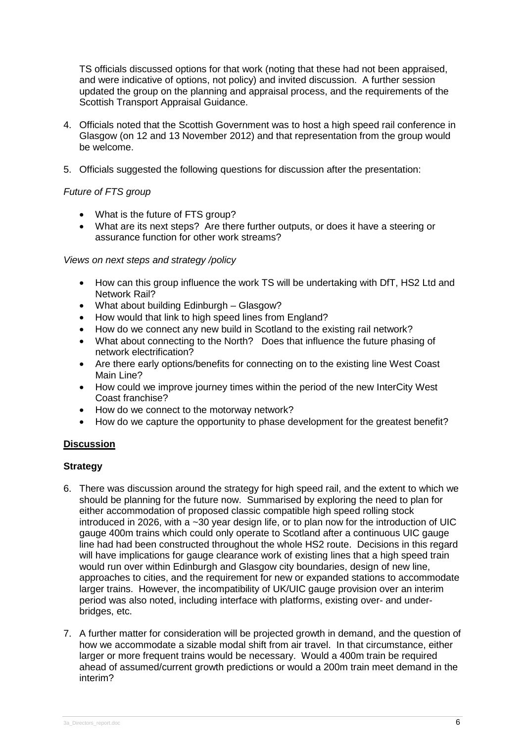TS officials discussed options for that work (noting that these had not been appraised, and were indicative of options, not policy) and invited discussion. A further session updated the group on the planning and appraisal process, and the requirements of the Scottish Transport Appraisal Guidance.

4. Officials noted that the Scottish Government was to host a high speed rail conference in Glasgow (on 12 and 13 November 2012) and that representation from the group would be welcome.

5. Officials suggested the following questions for discussion after the presentation:

*Future of FTS group*

- What is the future of FTS group?
- What are its next steps? Are there further outputs, or does it have a steering or assurance function for other work streams?

*Views on next steps and strategy /policy*

- How can this group influence the work TS will be undertaking with DfT, HS2 Ltd and Network Rail?
- What about building Edinburgh – Glasgow?
- How would that link to high speed lines from England?
- How do we connect any new build in Scotland to the existing rail network?
- What about connecting to the North? Does that influence the future phasing of network electrification?
- Are there early options/benefits for connecting on to the existing line West Coast Main Line?
- How could we improve journey times within the period of the new InterCity West Coast franchise?
- How do we connect to the motorway network?
- How do we capture the opportunity to phase development for the greatest benefit?

## Discussion

### Strategy

6. There was discussion around the strategy for high speed rail, and the extent to which we should be planning for the future now. Summarised by exploring the need to plan for either accommodation of proposed classic compatible high speed rolling stock introduced in 2026, with a ~30 year design life, or to plan now for the introduction of UIC gauge 400m trains which could only operate to Scotland after a continuous UIC gauge line had had been constructed throughout the whole HS2 route. Decisions in this regard will have implications for gauge clearance work of existing lines that a high speed train would run over within Edinburgh and Glasgow city boundaries, design of new line, approaches to cities, and the requirement for new or expanded stations to accommodate larger trains. However, the incompatibility of UK/UIC gauge provision over an interim period was also noted, including interface with platforms, existing over- and under-bridges, etc.

7. A further matter for consideration will be projected growth in demand, and the question of how we accommodate a sizable modal shift from air travel. In that circumstance, either larger or more frequent trains would be necessary. Would a 400m train be required ahead of assumed/current growth predictions or would a 200m train meet demand in the interim?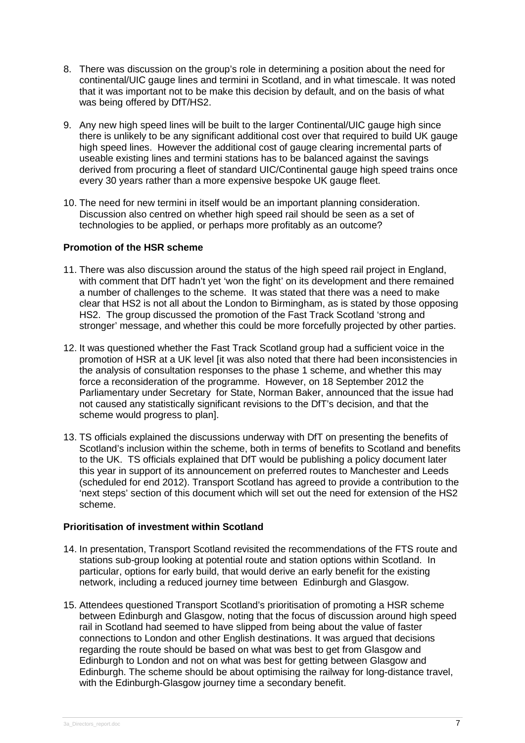8. There was discussion on the group's role in determining a position about the need for continental/UIC gauge lines and termini in Scotland, and in what timescale. It was noted that it was important not to be make this decision by default, and on the basis of what was being offered by DfT/HS2.

9. Any new high speed lines will be built to the larger Continental/UIC gauge high since there is unlikely to be any significant additional cost over that required to build UK gauge high speed lines. However the additional cost of gauge clearing incremental parts of useable existing lines and termini stations has to be balanced against the savings derived from procuring a fleet of standard UIC/Continental gauge high speed trains once every 30 years rather than a more expensive bespoke UK gauge fleet.

10. The need for new termini in itself would be an important planning consideration. Discussion also centred on whether high speed rail should be seen as a set of technologies to be applied, or perhaps more profitably as an outcome?

**Promotion of the HSR scheme**

11. There was also discussion around the status of the high speed rail project in England, with comment that DfT hadn't yet 'won the fight' on its development and there remained a number of challenges to the scheme. It was stated that there was a need to make clear that HS2 is not all about the London to Birmingham, as is stated by those opposing HS2. The group discussed the promotion of the Fast Track Scotland 'strong and stronger' message, and whether this could be more forcefully projected by other parties.

12. It was questioned whether the Fast Track Scotland group had a sufficient voice in the promotion of HSR at a UK level [it was also noted that there had been inconsistencies in the analysis of consultation responses to the phase 1 scheme, and whether this may force a reconsideration of the programme. However, on 18 September 2012 the Parliamentary under Secretary for State, Norman Baker, announced that the issue had not caused any statistically significant revisions to the DfT's decision, and that the scheme would progress to plan].

13. TS officials explained the discussions underway with DfT on presenting the benefits of Scotland's inclusion within the scheme, both in terms of benefits to Scotland and benefits to the UK. TS officials explained that DfT would be publishing a policy document later this year in support of its announcement on preferred routes to Manchester and Leeds (scheduled for end 2012). Transport Scotland has agreed to provide a contribution to the 'next steps' section of this document which will set out the need for extension of the HS2 scheme.

**Prioritisation of investment within Scotland**

14. In presentation, Transport Scotland revisited the recommendations of the FTS route and stations sub-group looking at potential route and station options within Scotland. In particular, options for early build, that would derive an early benefit for the existing network, including a reduced journey time between Edinburgh and Glasgow.

15. Attendees questioned Transport Scotland's prioritisation of promoting a HSR scheme between Edinburgh and Glasgow, noting that the focus of discussion around high speed rail in Scotland had seemed to have slipped from being about the value of faster connections to London and other English destinations. It was argued that decisions regarding the route should be based on what was best to get from Glasgow and Edinburgh to London and not on what was best for getting between Glasgow and Edinburgh. The scheme should be about optimising the railway for long-distance travel, with the Edinburgh-Glasgow journey time a secondary benefit.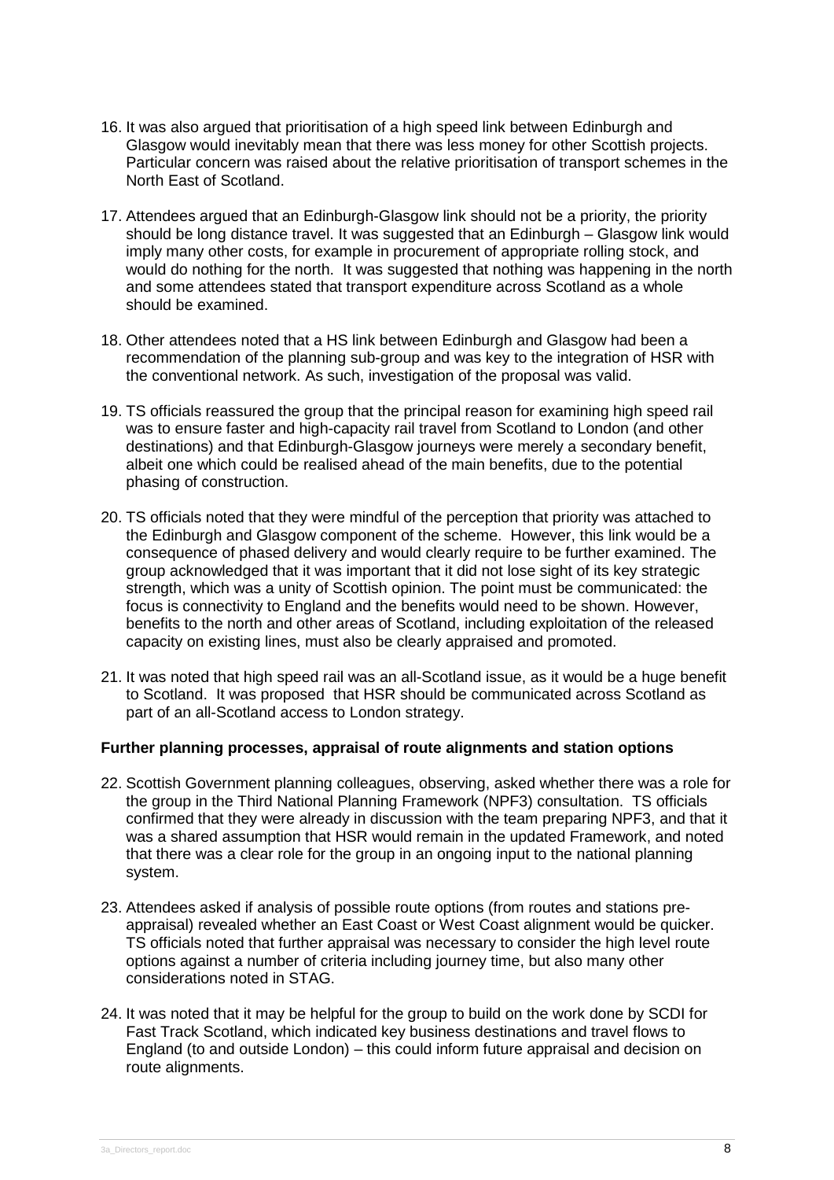16. It was also argued that prioritisation of a high speed link between Edinburgh and Glasgow would inevitably mean that there was less money for other Scottish projects. Particular concern was raised about the relative prioritisation of transport schemes in the North East of Scotland.

17. Attendees argued that an Edinburgh-Glasgow link should not be a priority, the priority should be long distance travel. It was suggested that an Edinburgh – Glasgow link would imply many other costs, for example in procurement of appropriate rolling stock, and would do nothing for the north. It was suggested that nothing was happening in the north and some attendees stated that transport expenditure across Scotland as a whole should be examined.

18. Other attendees noted that a HS link between Edinburgh and Glasgow had been a recommendation of the planning sub-group and was key to the integration of HSR with the conventional network. As such, investigation of the proposal was valid.

19. TS officials reassured the group that the principal reason for examining high speed rail was to ensure faster and high-capacity rail travel from Scotland to London (and other destinations) and that Edinburgh-Glasgow journeys were merely a secondary benefit, albeit one which could be realised ahead of the main benefits, due to the potential phasing of construction.

20. TS officials noted that they were mindful of the perception that priority was attached to the Edinburgh and Glasgow component of the scheme. However, this link would be a consequence of phased delivery and would clearly require to be further examined. The group acknowledged that it was important that it did not lose sight of its key strategic strength, which was a unity of Scottish opinion. The point must be communicated: the focus is connectivity to England and the benefits would need to be shown. However, benefits to the north and other areas of Scotland, including exploitation of the released capacity on existing lines, must also be clearly appraised and promoted.

21. It was noted that high speed rail was an all-Scotland issue, as it would be a huge benefit to Scotland. It was proposed that HSR should be communicated across Scotland as part of an all-Scotland access to London strategy.

**Further planning processes, appraisal of route alignments and station options**

22. Scottish Government planning colleagues, observing, asked whether there was a role for the group in the Third National Planning Framework (NPF3) consultation. TS officials confirmed that they were already in discussion with the team preparing NPF3, and that it was a shared assumption that HSR would remain in the updated Framework, and noted that there was a clear role for the group in an ongoing input to the national planning system.

23. Attendees asked if analysis of possible route options (from routes and stations pre-appraisal) revealed whether an East Coast or West Coast alignment would be quicker. TS officials noted that further appraisal was necessary to consider the high level route options against a number of criteria including journey time, but also many other considerations noted in STAG.

24. It was noted that it may be helpful for the group to build on the work done by SCDI for Fast Track Scotland, which indicated key business destinations and travel flows to England (to and outside London) – this could inform future appraisal and decision on route alignments.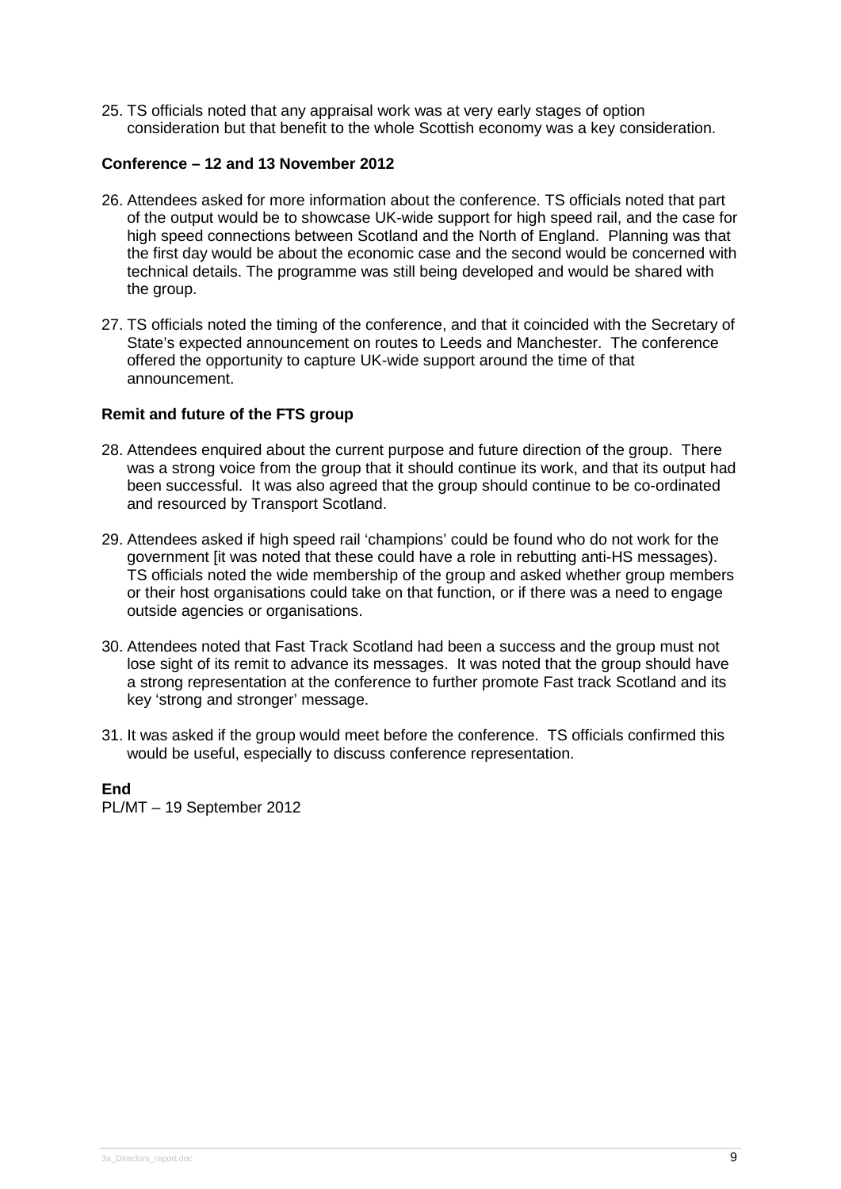25. TS officials noted that any appraisal work was at very early stages of option consideration but that benefit to the whole Scottish economy was a key consideration.

**Conference – 12 and 13 November 2012**

26. Attendees asked for more information about the conference. TS officials noted that part of the output would be to showcase UK-wide support for high speed rail, and the case for high speed connections between Scotland and the North of England. Planning was that the first day would be about the economic case and the second would be concerned with technical details. The programme was still being developed and would be shared with the group.

27. TS officials noted the timing of the conference, and that it coincided with the Secretary of State's expected announcement on routes to Leeds and Manchester. The conference offered the opportunity to capture UK-wide support around the time of that announcement.

**Remit and future of the FTS group**

28. Attendees enquired about the current purpose and future direction of the group. There was a strong voice from the group that it should continue its work, and that its output had been successful. It was also agreed that the group should continue to be co-ordinated and resourced by Transport Scotland.

29. Attendees asked if high speed rail 'champions' could be found who do not work for the government [it was noted that these could have a role in rebutting anti-HS messages). TS officials noted the wide membership of the group and asked whether group members or their host organisations could take on that function, or if there was a need to engage outside agencies or organisations.

30. Attendees noted that Fast Track Scotland had been a success and the group must not lose sight of its remit to advance its messages. It was noted that the group should have a strong representation at the conference to further promote Fast track Scotland and its key 'strong and stronger' message.

31. It was asked if the group would meet before the conference. TS officials confirmed this would be useful, especially to discuss conference representation.

**End**

PL/MT – 19 September 2012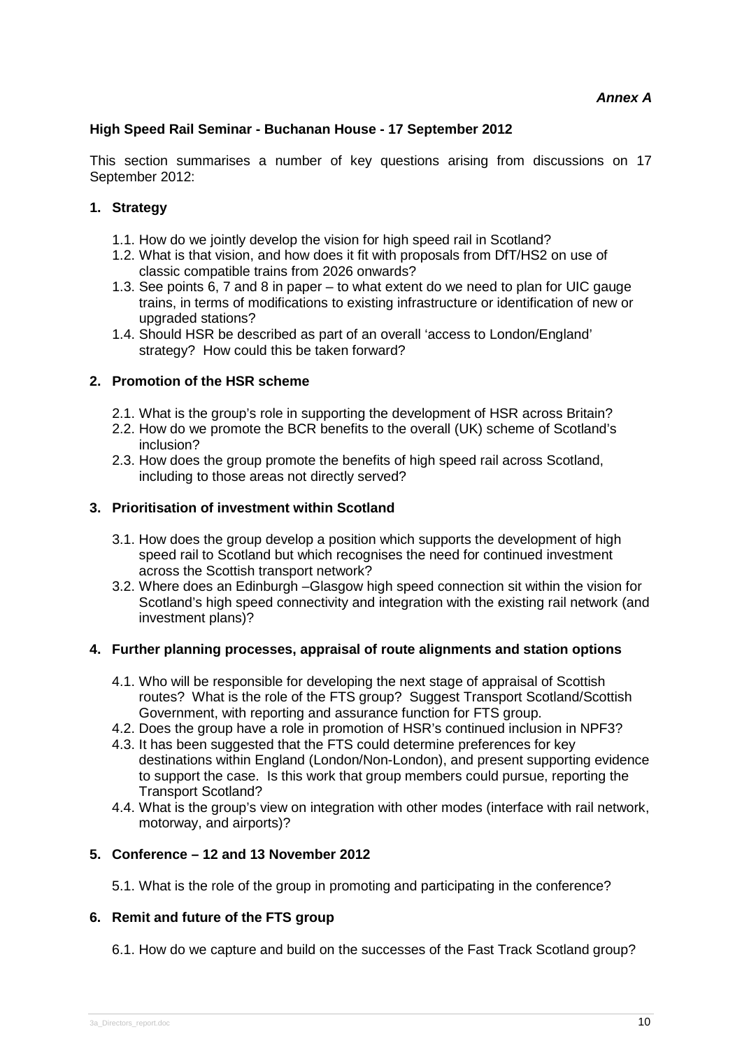***Annex A***

**High Speed Rail Seminar - Buchanan House - 17 September 2012**

This section summarises a number of key questions arising from discussions on 17 September 2012:

## 1. Strategy

1.1. How do we jointly develop the vision for high speed rail in Scotland?
1.2. What is that vision, and how does it fit with proposals from DfT/HS2 on use of classic compatible trains from 2026 onwards?
1.3. See points 6, 7 and 8 in paper – to what extent do we need to plan for UIC gauge trains, in terms of modifications to existing infrastructure or identification of new or upgraded stations?
1.4. Should HSR be described as part of an overall 'access to London/England' strategy? How could this be taken forward?

## 2. Promotion of the HSR scheme

2.1. What is the group's role in supporting the development of HSR across Britain?
2.2. How do we promote the BCR benefits to the overall (UK) scheme of Scotland's inclusion?
2.3. How does the group promote the benefits of high speed rail across Scotland, including to those areas not directly served?

## 3. Prioritisation of investment within Scotland

3.1. How does the group develop a position which supports the development of high speed rail to Scotland but which recognises the need for continued investment across the Scottish transport network?
3.2. Where does an Edinburgh –Glasgow high speed connection sit within the vision for Scotland's high speed connectivity and integration with the existing rail network (and investment plans)?

## 4. Further planning processes, appraisal of route alignments and station options

4.1. Who will be responsible for developing the next stage of appraisal of Scottish routes? What is the role of the FTS group? Suggest Transport Scotland/Scottish Government, with reporting and assurance function for FTS group.
4.2. Does the group have a role in promotion of HSR's continued inclusion in NPF3?
4.3. It has been suggested that the FTS could determine preferences for key destinations within England (London/Non-London), and present supporting evidence to support the case. Is this work that group members could pursue, reporting the Transport Scotland?
4.4. What is the group's view on integration with other modes (interface with rail network, motorway, and airports)?

## 5. Conference – 12 and 13 November 2012

5.1. What is the role of the group in promoting and participating in the conference?

## 6. Remit and future of the FTS group

6.1. How do we capture and build on the successes of the Fast Track Scotland group?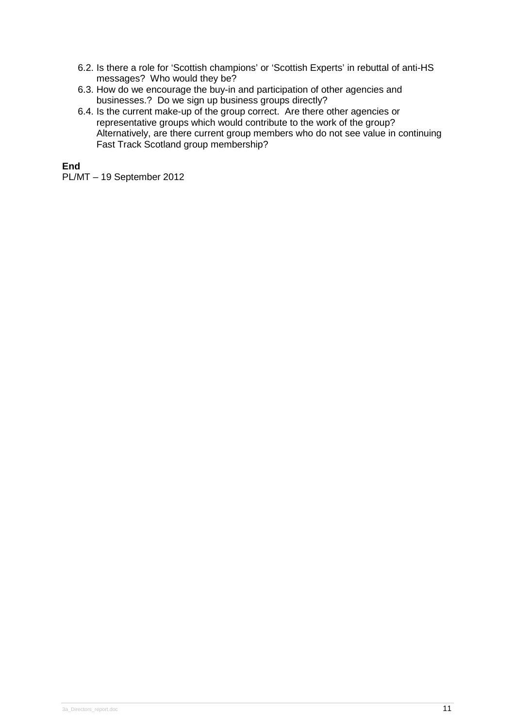6.2. Is there a role for 'Scottish champions' or 'Scottish Experts' in rebuttal of anti-HS messages? Who would they be?

6.3. How do we encourage the buy-in and participation of other agencies and businesses.? Do we sign up business groups directly?

6.4. Is the current make-up of the group correct. Are there other agencies or representative groups which would contribute to the work of the group? Alternatively, are there current group members who do not see value in continuing Fast Track Scotland group membership?

**End**

PL/MT – 19 September 2012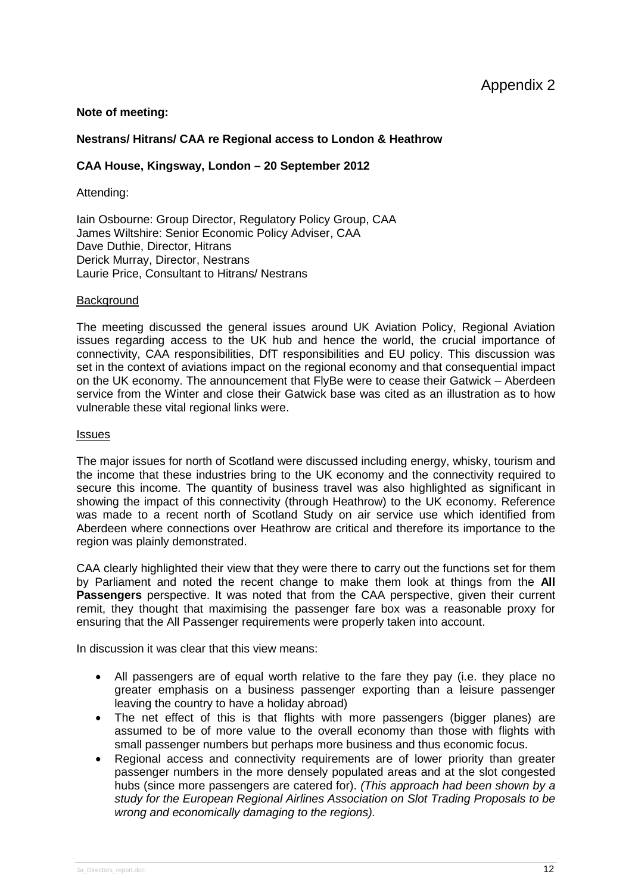Appendix 2

**Note of meeting:**

**Nestrans/ Hitrans/ CAA re Regional access to London & Heathrow**

**CAA House, Kingsway, London – 20 September 2012**

Attending:

Iain Osbourne: Group Director, Regulatory Policy Group, CAA
James Wiltshire: Senior Economic Policy Adviser, CAA
Dave Duthie, Director, Hitrans
Derick Murray, Director, Nestrans
Laurie Price, Consultant to Hitrans/ Nestrans

Background

The meeting discussed the general issues around UK Aviation Policy, Regional Aviation issues regarding access to the UK hub and hence the world, the crucial importance of connectivity, CAA responsibilities, DfT responsibilities and EU policy. This discussion was set in the context of aviations impact on the regional economy and that consequential impact on the UK economy. The announcement that FlyBe were to cease their Gatwick – Aberdeen service from the Winter and close their Gatwick base was cited as an illustration as to how vulnerable these vital regional links were.

Issues

The major issues for north of Scotland were discussed including energy, whisky, tourism and the income that these industries bring to the UK economy and the connectivity required to secure this income. The quantity of business travel was also highlighted as significant in showing the impact of this connectivity (through Heathrow) to the UK economy. Reference was made to a recent north of Scotland Study on air service use which identified from Aberdeen where connections over Heathrow are critical and therefore its importance to the region was plainly demonstrated.

CAA clearly highlighted their view that they were there to carry out the functions set for them by Parliament and noted the recent change to make them look at things from the **All Passengers** perspective. It was noted that from the CAA perspective, given their current remit, they thought that maximising the passenger fare box was a reasonable proxy for ensuring that the All Passenger requirements were properly taken into account.

In discussion it was clear that this view means:

- All passengers are of equal worth relative to the fare they pay (i.e. they place no greater emphasis on a business passenger exporting than a leisure passenger leaving the country to have a holiday abroad)
- The net effect of this is that flights with more passengers (bigger planes) are assumed to be of more value to the overall economy than those with flights with small passenger numbers but perhaps more business and thus economic focus.
- Regional access and connectivity requirements are of lower priority than greater passenger numbers in the more densely populated areas and at the slot congested hubs (since more passengers are catered for). *(This approach had been shown by a study for the European Regional Airlines Association on Slot Trading Proposals to be wrong and economically damaging to the regions).*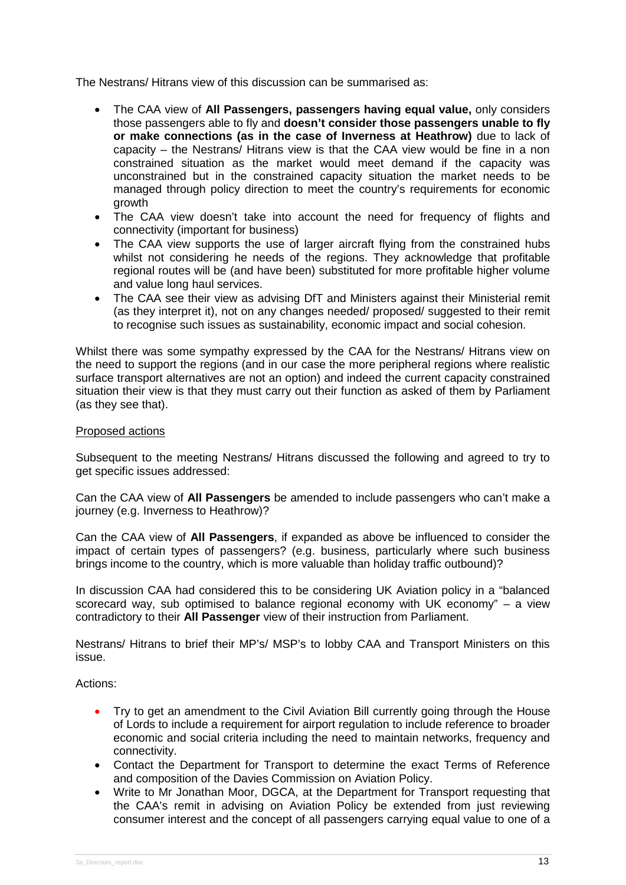The Nestrans/ Hitrans view of this discussion can be summarised as:

- The CAA view of **All Passengers, passengers having equal value,** only considers those passengers able to fly and **doesn't consider those passengers unable to fly or make connections (as in the case of Inverness at Heathrow)** due to lack of capacity – the Nestrans/ Hitrans view is that the CAA view would be fine in a non constrained situation as the market would meet demand if the capacity was unconstrained but in the constrained capacity situation the market needs to be managed through policy direction to meet the country's requirements for economic growth
- The CAA view doesn't take into account the need for frequency of flights and connectivity (important for business)
- The CAA view supports the use of larger aircraft flying from the constrained hubs whilst not considering he needs of the regions. They acknowledge that profitable regional routes will be (and have been) substituted for more profitable higher volume and value long haul services.
- The CAA see their view as advising DfT and Ministers against their Ministerial remit (as they interpret it), not on any changes needed/ proposed/ suggested to their remit to recognise such issues as sustainability, economic impact and social cohesion.

Whilst there was some sympathy expressed by the CAA for the Nestrans/ Hitrans view on the need to support the regions (and in our case the more peripheral regions where realistic surface transport alternatives are not an option) and indeed the current capacity constrained situation their view is that they must carry out their function as asked of them by Parliament (as they see that).

Proposed actions

Subsequent to the meeting Nestrans/ Hitrans discussed the following and agreed to try to get specific issues addressed:

Can the CAA view of **All Passengers** be amended to include passengers who can't make a journey (e.g. Inverness to Heathrow)?

Can the CAA view of **All Passengers**, if expanded as above be influenced to consider the impact of certain types of passengers? (e.g. business, particularly where such business brings income to the country, which is more valuable than holiday traffic outbound)?

In discussion CAA had considered this to be considering UK Aviation policy in a "balanced scorecard way, sub optimised to balance regional economy with UK economy" – a view contradictory to their **All Passenger** view of their instruction from Parliament.

Nestrans/ Hitrans to brief their MP's/ MSP's to lobby CAA and Transport Ministers on this issue.

Actions:

- Try to get an amendment to the Civil Aviation Bill currently going through the House of Lords to include a requirement for airport regulation to include reference to broader economic and social criteria including the need to maintain networks, frequency and connectivity.
- Contact the Department for Transport to determine the exact Terms of Reference and composition of the Davies Commission on Aviation Policy.
- Write to Mr Jonathan Moor, DGCA, at the Department for Transport requesting that the CAA's remit in advising on Aviation Policy be extended from just reviewing consumer interest and the concept of all passengers carrying equal value to one of a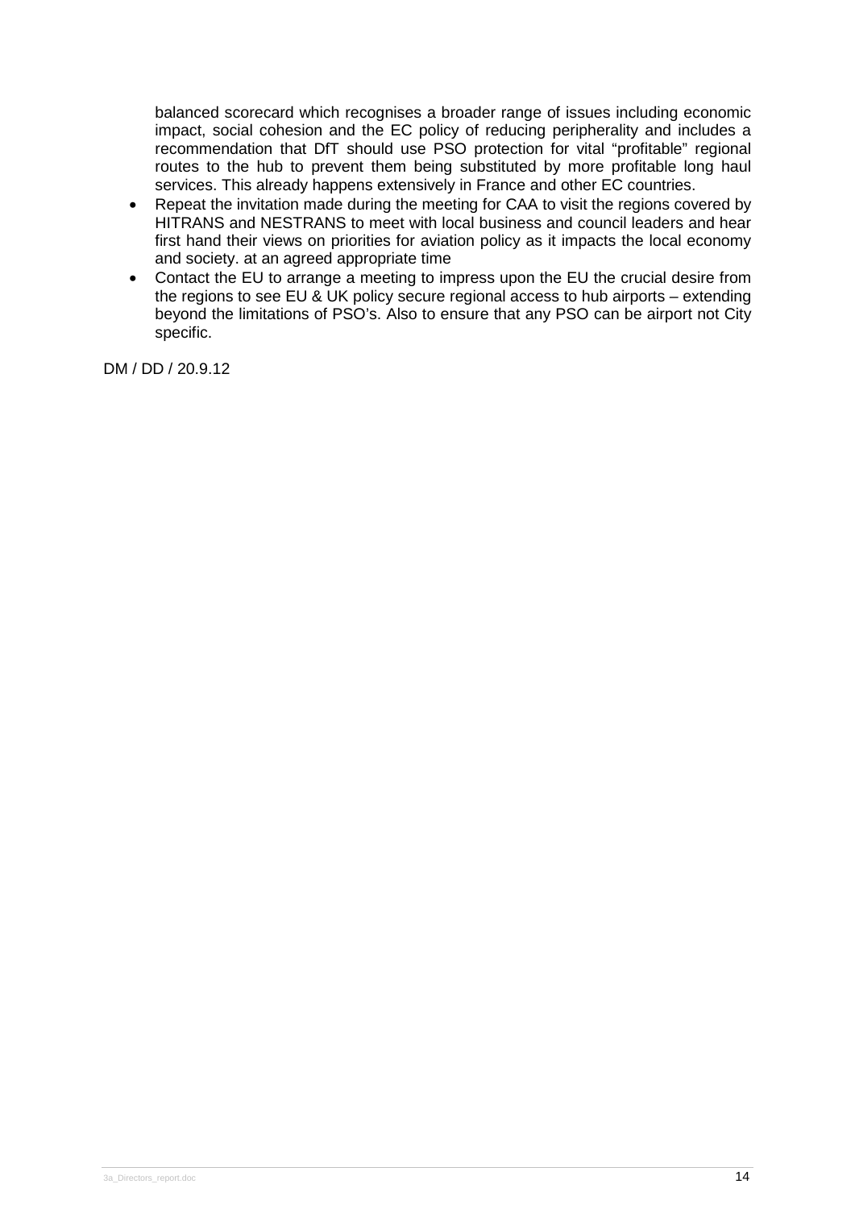balanced scorecard which recognises a broader range of issues including economic impact, social cohesion and the EC policy of reducing peripherality and includes a recommendation that DfT should use PSO protection for vital "profitable" regional routes to the hub to prevent them being substituted by more profitable long haul services. This already happens extensively in France and other EC countries.

- Repeat the invitation made during the meeting for CAA to visit the regions covered by HITRANS and NESTRANS to meet with local business and council leaders and hear first hand their views on priorities for aviation policy as it impacts the local economy and society. at an agreed appropriate time
- Contact the EU to arrange a meeting to impress upon the EU the crucial desire from the regions to see EU & UK policy secure regional access to hub airports – extending beyond the limitations of PSO's. Also to ensure that any PSO can be airport not City specific.

DM / DD / 20.9.12